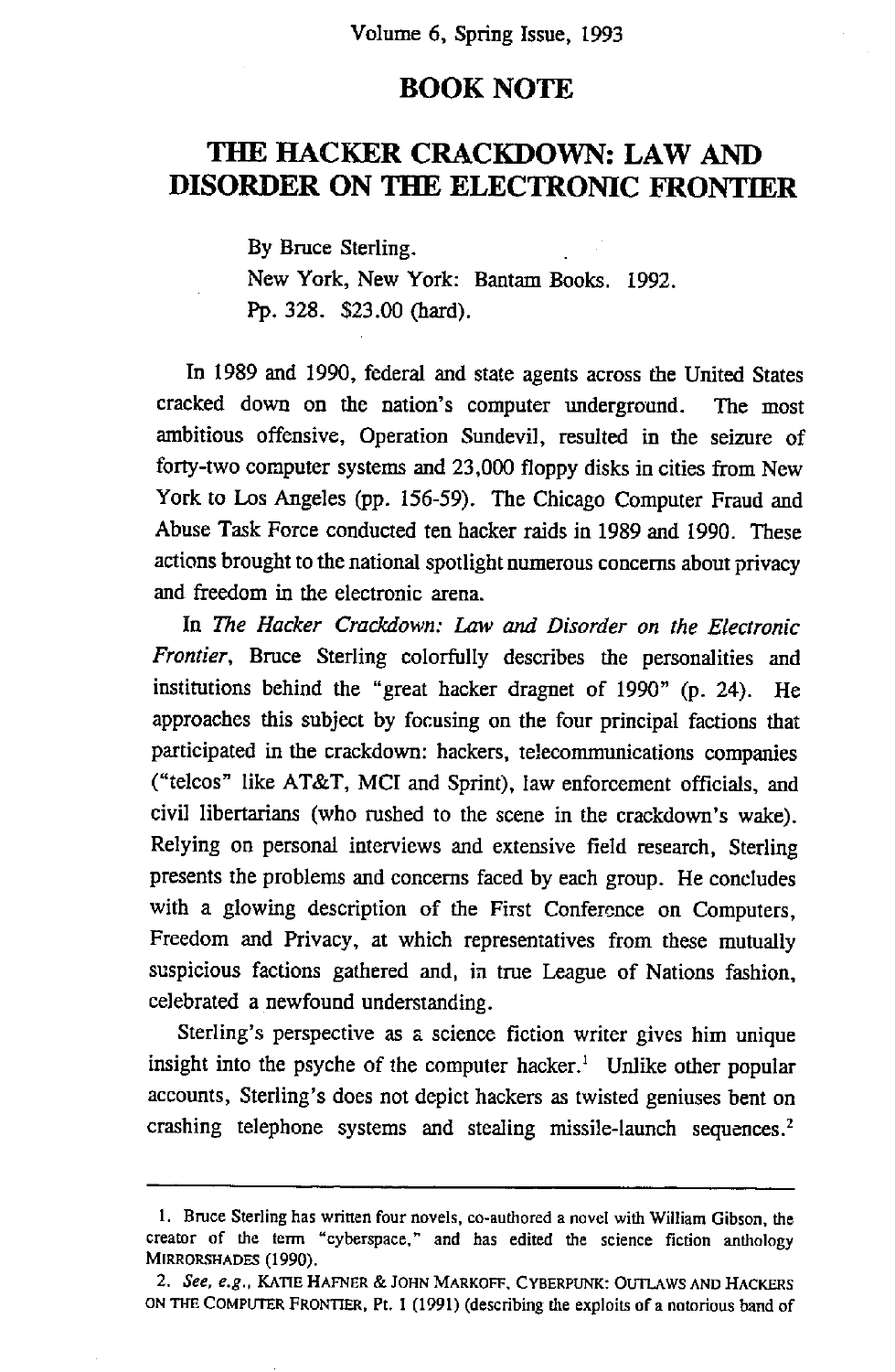## BOOK NOTE

# THE HACKER CRACKDOWN: LAW AND DISORDER ON THE ELECTRONIC FRONTIER

By Bruce Sterling.
New York, New York: Bantam Books. 1992.
Pp. 328. $23.00 (hard).

In 1989 and 1990, federal and state agents across the United States cracked down on the nation's computer underground. The most ambitious offensive, Operation Sundevil, resulted in the seizure of forty-two computer systems and 23,000 floppy disks in cities from New York to Los Angeles (pp. 156-59). The Chicago Computer Fraud and Abuse Task Force conducted ten hacker raids in 1989 and 1990. These actions brought to the national spotlight numerous concerns about privacy and freedom in the electronic arena.

In *The Hacker Crackdown: Law and Disorder on the Electronic Frontier*, Bruce Sterling colorfully describes the personalities and institutions behind the "great hacker dragnet of 1990" (p. 24). He approaches this subject by focusing on the four principal factions that participated in the crackdown: hackers, telecommunications companies ("telcos" like AT&T, MCI and Sprint), law enforcement officials, and civil libertarians (who rushed to the scene in the crackdown's wake). Relying on personal interviews and extensive field research, Sterling presents the problems and concerns faced by each group. He concludes with a glowing description of the First Conference on Computers, Freedom and Privacy, at which representatives from these mutually suspicious factions gathered and, in true League of Nations fashion, celebrated a newfound understanding.

Sterling's perspective as a science fiction writer gives him unique insight into the psyche of the computer hacker.[1] Unlike other popular accounts, Sterling's does not depict hackers as twisted geniuses bent on crashing telephone systems and stealing missile-launch sequences.[2]

---

1. Bruce Sterling has written four novels, co-authored a novel with William Gibson, the creator of the term "cyberspace," and has edited the science fiction anthology MIRRORSHADES (1990).

2. *See, e.g.*, KATIE HAFNER & JOHN MARKOFF, CYBERPUNK: OUTLAWS AND HACKERS ON THE COMPUTER FRONTIER, Pt. 1 (1991) (describing the exploits of a notorious band of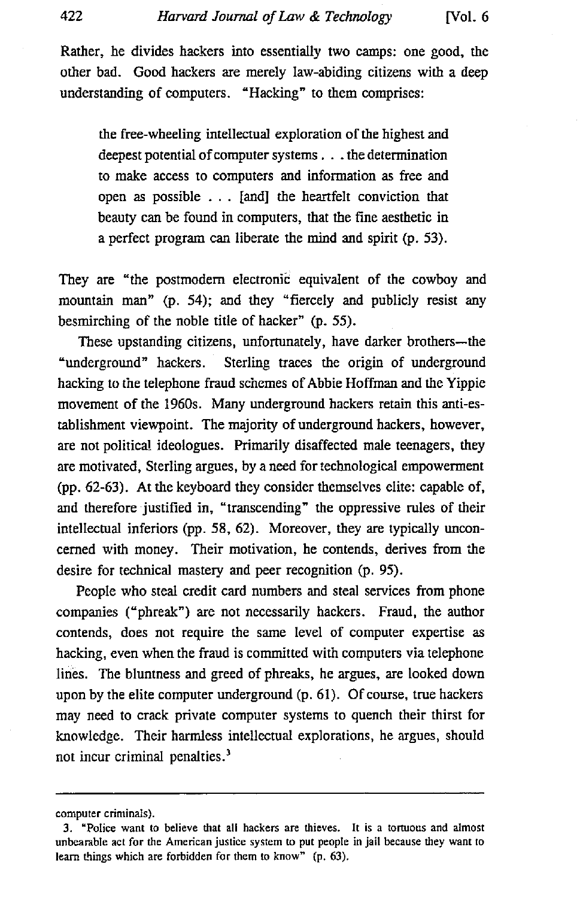Rather, he divides hackers into essentially two camps: one good, the other bad. Good hackers are merely law-abiding citizens with a deep understanding of computers. "Hacking" to them comprises:

> the free-wheeling intellectual exploration of the highest and deepest potential of computer systems . . . the determination to make access to computers and information as free and open as possible . . . [and] the heartfelt conviction that beauty can be found in computers, that the fine aesthetic in a perfect program can liberate the mind and spirit (p. 53).

They are "the postmodern electronic equivalent of the cowboy and mountain man" (p. 54); and they "fiercely and publicly resist any besmirching of the noble title of hacker" (p. 55).

These upstanding citizens, unfortunately, have darker brothers—the "underground" hackers. Sterling traces the origin of underground hacking to the telephone fraud schemes of Abbie Hoffman and the Yippie movement of the 1960s. Many underground hackers retain this anti-establishment viewpoint. The majority of underground hackers, however, are not political ideologues. Primarily disaffected male teenagers, they are motivated, Sterling argues, by a need for technological empowerment (pp. 62-63). At the keyboard they consider themselves elite: capable of, and therefore justified in, "transcending" the oppressive rules of their intellectual inferiors (pp. 58, 62). Moreover, they are typically unconcerned with money. Their motivation, he contends, derives from the desire for technical mastery and peer recognition (p. 95).

People who steal credit card numbers and steal services from phone companies ("phreak") are not necessarily hackers. Fraud, the author contends, does not require the same level of computer expertise as hacking, even when the fraud is committed with computers via telephone lines. The bluntness and greed of phreaks, he argues, are looked down upon by the elite computer underground (p. 61). Of course, true hackers may need to crack private computer systems to quench their thirst for knowledge. Their harmless intellectual explorations, he argues, should not incur criminal penalties.[3]

---

computer criminals).

3. "Police want to believe that all hackers are thieves. It is a tortuous and almost unbearable act for the American justice system to put people in jail because they want to learn things which are forbidden for them to know" (p. 63).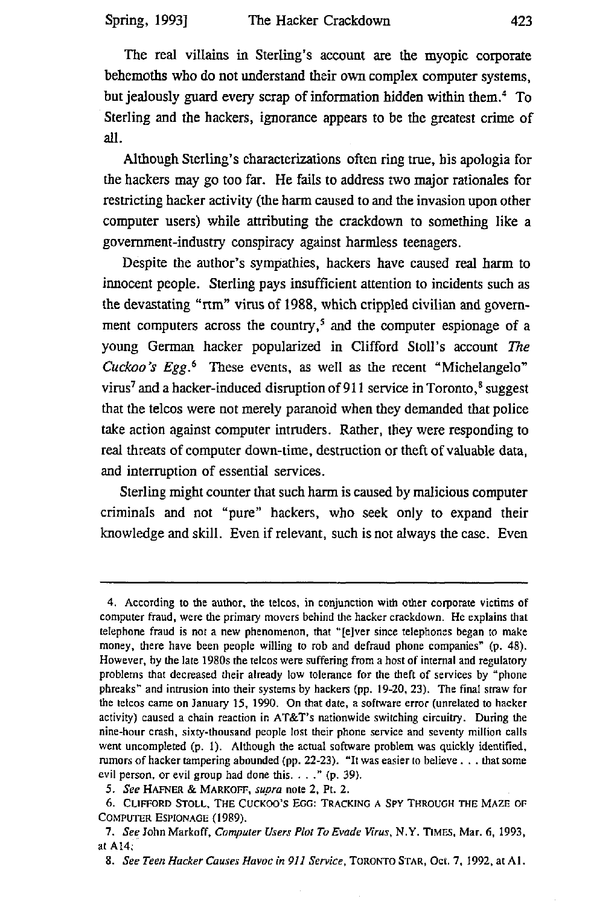The real villains in Sterling's account are the myopic corporate behemoths who do not understand their own complex computer systems, but jealously guard every scrap of information hidden within them.[4] To Sterling and the hackers, ignorance appears to be the greatest crime of all.

Although Sterling's characterizations often ring true, his apologia for the hackers may go too far. He fails to address two major rationales for restricting hacker activity (the harm caused to and the invasion upon other computer users) while attributing the crackdown to something like a government-industry conspiracy against harmless teenagers.

Despite the author's sympathies, hackers have caused real harm to innocent people. Sterling pays insufficient attention to incidents such as the devastating "rtm" virus of 1988, which crippled civilian and government computers across the country,[5] and the computer espionage of a young German hacker popularized in Clifford Stoll's account *The Cuckoo's Egg*.[6] These events, as well as the recent "Michelangelo" virus[7] and a hacker-induced disruption of 911 service in Toronto,[8] suggest that the telcos were not merely paranoid when they demanded that police take action against computer intruders. Rather, they were responding to real threats of computer down-time, destruction or theft of valuable data, and interruption of essential services.

Sterling might counter that such harm is caused by malicious computer criminals and not "pure" hackers, who seek only to expand their knowledge and skill. Even if relevant, such is not always the case. Even

---

4. According to the author, the telcos, in conjunction with other corporate victims of computer fraud, were the primary movers behind the hacker crackdown. He explains that telephone fraud is not a new phenomenon, that "[e]ver since telephones began to make money, there have been people willing to rob and defraud phone companies" (p. 48). However, by the late 1980s the telcos were suffering from a host of internal and regulatory problems that decreased their already low tolerance for the theft of services by "phone phreaks" and intrusion into their systems by hackers (pp. 19-20, 23). The final straw for the telcos came on January 15, 1990. On that date, a software error (unrelated to hacker activity) caused a chain reaction in AT&T's nationwide switching circuitry. During the nine-hour crash, sixty-thousand people lost their phone service and seventy million calls went uncompleted (p. 1). Although the actual software problem was quickly identified, rumors of hacker tampering abounded (pp. 22-23). "It was easier to believe . . . that some evil person, or evil group had done this. . . ." (p. 39).

5. *See* HAFNER & MARKOFF, *supra* note 2, Pt. 2.

6. CLIFFORD STOLL, THE CUCKOO'S EGG: TRACKING A SPY THROUGH THE MAZE OF COMPUTER ESPIONAGE (1989).

7. *See* John Markoff, *Computer Users Plot To Evade Virus*, N.Y. TIMES, Mar. 6, 1993, at A14;

8. *See Teen Hacker Causes Havoc in 911 Service*, TORONTO STAR, Oct. 7, 1992, at A1.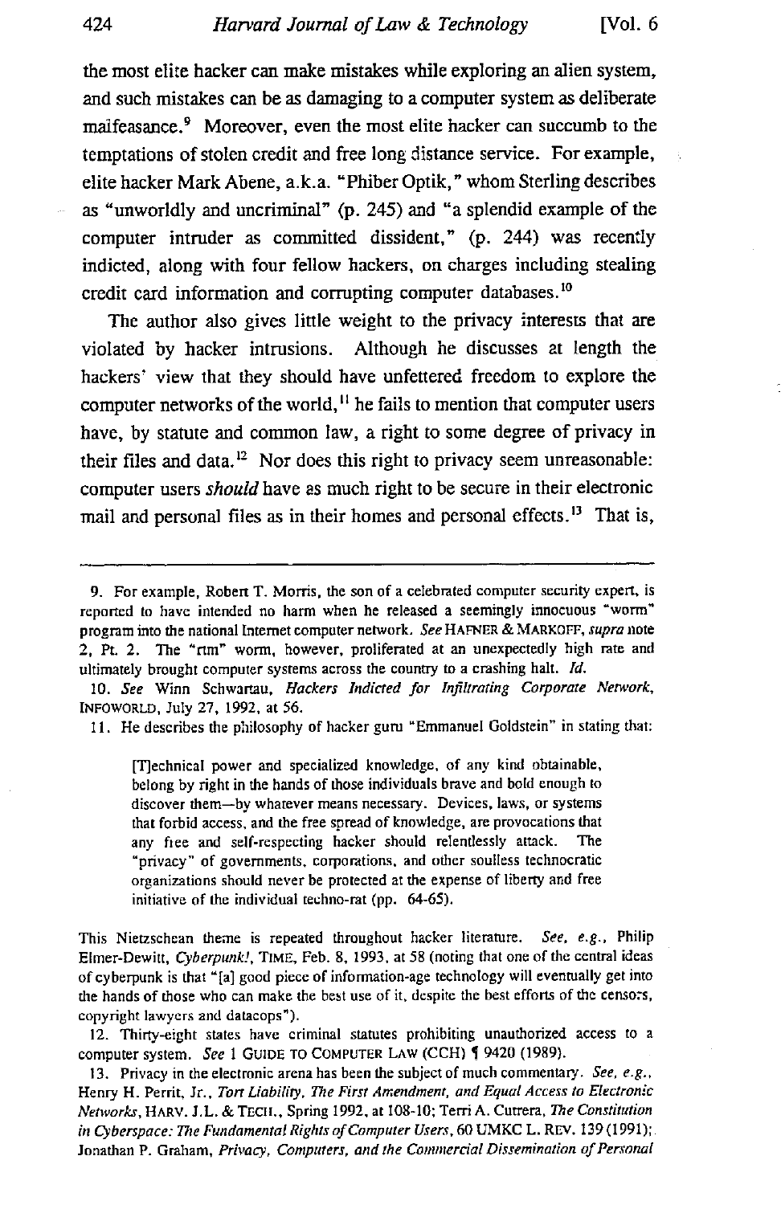the most elite hacker can make mistakes while exploring an alien system, and such mistakes can be as damaging to a computer system as deliberate malfeasance.[9] Moreover, even the most elite hacker can succumb to the temptations of stolen credit and free long distance service. For example, elite hacker Mark Abene, a.k.a. "Phiber Optik," whom Sterling describes as "unworldly and uncriminal" (p. 245) and "a splendid example of the computer intruder as committed dissident," (p. 244) was recently indicted, along with four fellow hackers, on charges including stealing credit card information and corrupting computer databases.[10]

The author also gives little weight to the privacy interests that are violated by hacker intrusions. Although he discusses at length the hackers' view that they should have unfettered freedom to explore the computer networks of the world,[11] he fails to mention that computer users have, by statute and common law, a right to some degree of privacy in their files and data.[12] Nor does this right to privacy seem unreasonable: computer users *should* have as much right to be secure in their electronic mail and personal files as in their homes and personal effects.[13] That is,

---

9. For example, Robert T. Morris, the son of a celebrated computer security expert, is reported to have intended no harm when he released a seemingly innocuous "worm" program into the national Internet computer network. *See* HAFNER & MARKOFF, *supra* note 2, Pt. 2. The "rtm" worm, however, proliferated at an unexpectedly high rate and ultimately brought computer systems across the country to a crashing halt. *Id.*

10. *See* Winn Schwartau, *Hackers Indicted for Infiltrating Corporate Network*, INFOWORLD, July 27, 1992, at 56.

11. He describes the philosophy of hacker guru "Emmanuel Goldstein" in stating that:

> [T]echnical power and specialized knowledge, of any kind obtainable, belong by right in the hands of those individuals brave and bold enough to discover them—by whatever means necessary. Devices, laws, or systems that forbid access, and the free spread of knowledge, are provocations that any free and self-respecting hacker should relentlessly attack. The "privacy" of governments, corporations, and other soulless technocratic organizations should never be protected at the expense of liberty and free initiative of the individual techno-rat (pp. 64-65).

This Nietzschean theme is repeated throughout hacker literature. *See, e.g.*, Philip Elmer-Dewitt, *Cyberpunk!*, TIME, Feb. 8, 1993, at 58 (noting that one of the central ideas of cyberpunk is that "[a] good piece of information-age technology will eventually get into the hands of those who can make the best use of it, despite the best efforts of the censors, copyright lawyers and datacops").

12. Thirty-eight states have criminal statutes prohibiting unauthorized access to a computer system. *See* 1 GUIDE TO COMPUTER LAW (CCH) ¶ 9420 (1989).

13. Privacy in the electronic arena has been the subject of much commentary. *See, e.g.*, Henry H. Perrit, Jr., *Tort Liability, The First Amendment, and Equal Access to Electronic Networks*, HARV. J.L. & TECH., Spring 1992, at 108-10; Terri A. Cutrera, *The Constitution in Cyberspace: The Fundamental Rights of Computer Users*, 60 UMKC L. REV. 139 (1991); Jonathan P. Graham, *Privacy, Computers, and the Commercial Dissemination of Personal*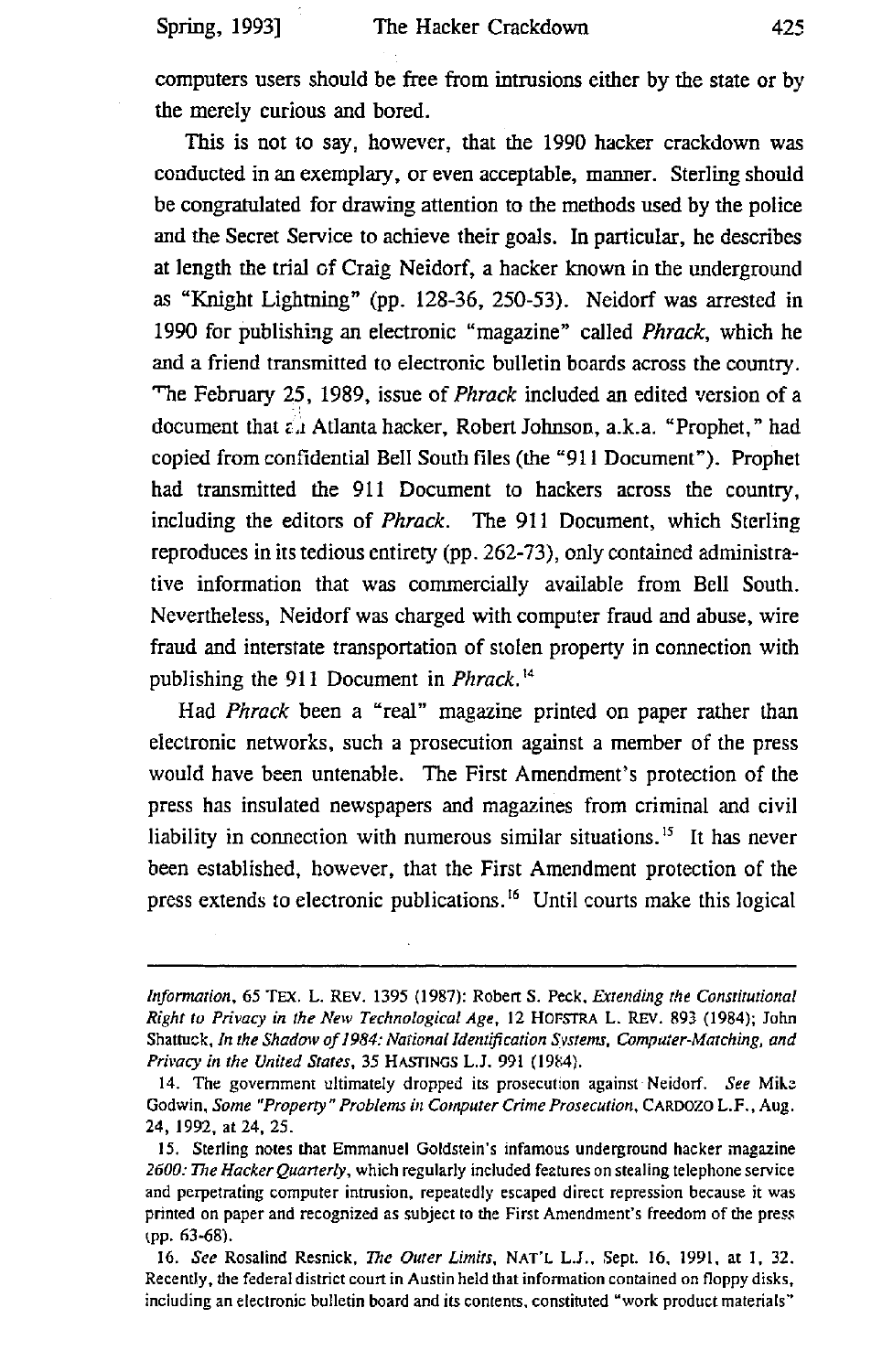computers users should be free from intrusions either by the state or by the merely curious and bored.

This is not to say, however, that the 1990 hacker crackdown was conducted in an exemplary, or even acceptable, manner. Sterling should be congratulated for drawing attention to the methods used by the police and the Secret Service to achieve their goals. In particular, he describes at length the trial of Craig Neidorf, a hacker known in the underground as "Knight Lightning" (pp. 128-36, 250-53). Neidorf was arrested in 1990 for publishing an electronic "magazine" called *Phrack*, which he and a friend transmitted to electronic bulletin boards across the country. The February 25, 1989, issue of *Phrack* included an edited version of a document that an Atlanta hacker, Robert Johnson, a.k.a. "Prophet," had copied from confidential Bell South files (the "911 Document"). Prophet had transmitted the 911 Document to hackers across the country, including the editors of *Phrack*. The 911 Document, which Sterling reproduces in its tedious entirety (pp. 262-73), only contained administrative information that was commercially available from Bell South. Nevertheless, Neidorf was charged with computer fraud and abuse, wire fraud and interstate transportation of stolen property in connection with publishing the 911 Document in *Phrack*.[14]

Had *Phrack* been a "real" magazine printed on paper rather than electronic networks, such a prosecution against a member of the press would have been untenable. The First Amendment's protection of the press has insulated newspapers and magazines from criminal and civil liability in connection with numerous similar situations.[15] It has never been established, however, that the First Amendment protection of the press extends to electronic publications.[16] Until courts make this logical

---

*Information*, 65 TEX. L. REV. 1395 (1987); Robert S. Peck, *Extending the Constitutional Right to Privacy in the New Technological Age*, 12 HOFSTRA L. REV. 893 (1984); John Shattuck, *In the Shadow of 1984: National Identification Systems, Computer-Matching, and Privacy in the United States*, 35 HASTINGS L.J. 991 (1984).

14. The government ultimately dropped its prosecution against Neidorf. *See* Mike Godwin, *Some "Property" Problems in Computer Crime Prosecution*, CARDOZO L.F., Aug. 24, 1992, at 24, 25.

15. Sterling notes that Emmanuel Goldstein's infamous underground hacker magazine *2600: The Hacker Quarterly*, which regularly included features on stealing telephone service and perpetrating computer intrusion, repeatedly escaped direct repression because it was printed on paper and recognized as subject to the First Amendment's freedom of the press (pp. 63-68).

16. *See* Rosalind Resnick, *The Outer Limits*, NAT'L L.J., Sept. 16, 1991, at 1, 32. Recently, the federal district court in Austin held that information contained on floppy disks, including an electronic bulletin board and its contents, constituted "work product materials"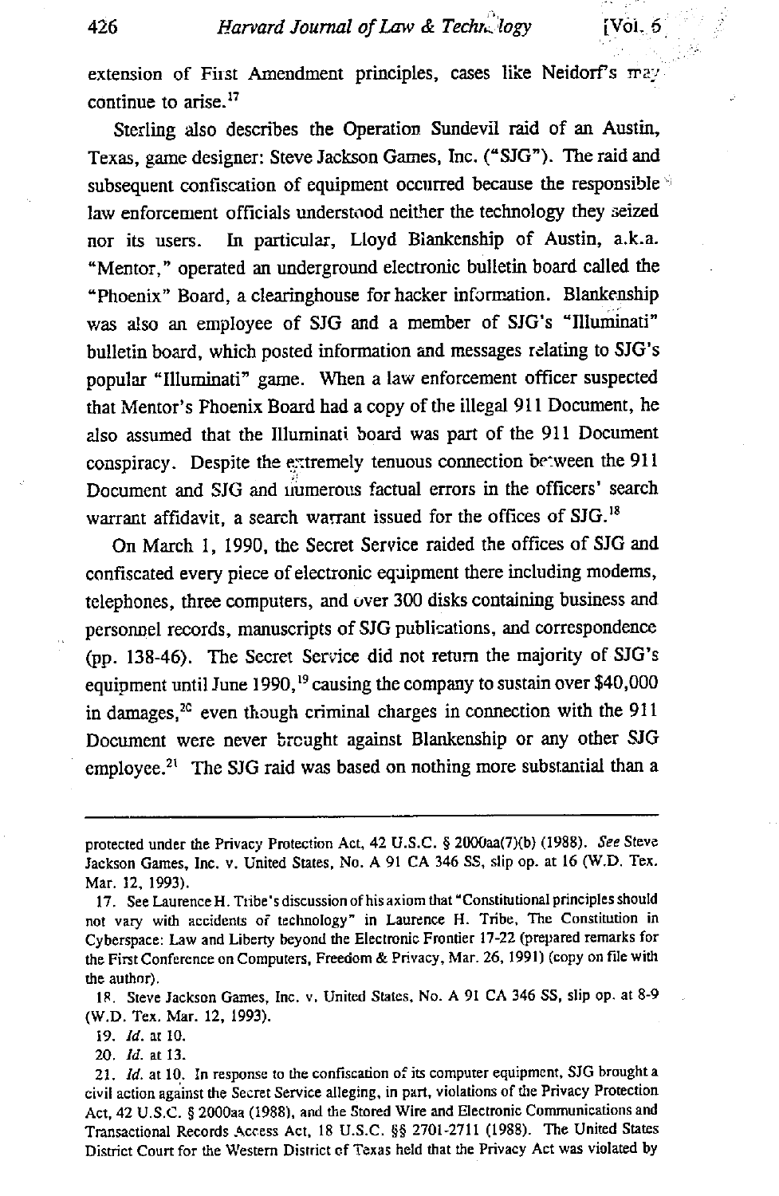extension of First Amendment principles, cases like Neidorf's may continue to arise.[17]

Sterling also describes the Operation Sundevil raid of an Austin, Texas, game designer: Steve Jackson Games, Inc. ("SJG"). The raid and subsequent confiscation of equipment occurred because the responsible law enforcement officials understood neither the technology they seized nor its users. In particular, Lloyd Blankenship of Austin, a.k.a. "Mentor," operated an underground electronic bulletin board called the "Phoenix" Board, a clearinghouse for hacker information. Blankenship was also an employee of SJG and a member of SJG's "Illuminati" bulletin board, which posted information and messages relating to SJG's popular "Illuminati" game. When a law enforcement officer suspected that Mentor's Phoenix Board had a copy of the illegal 911 Document, he also assumed that the Illuminati board was part of the 911 Document conspiracy. Despite the extremely tenuous connection between the 911 Document and SJG and numerous factual errors in the officers' search warrant affidavit, a search warrant issued for the offices of SJG.[18]

On March 1, 1990, the Secret Service raided the offices of SJG and confiscated every piece of electronic equipment there including modems, telephones, three computers, and over 300 disks containing business and personnel records, manuscripts of SJG publications, and correspondence (pp. 138-46). The Secret Service did not return the majority of SJG's equipment until June 1990,[19] causing the company to sustain over $40,000 in damages,[20] even though criminal charges in connection with the 911 Document were never brought against Blankenship or any other SJG employee.[21] The SJG raid was based on nothing more substantial than a

---

protected under the Privacy Protection Act, 42 U.S.C. § 2000aa(7)(b) (1988). *See* Steve Jackson Games, Inc. v. United States, No. A 91 CA 346 SS, slip op. at 16 (W.D. Tex. Mar. 12, 1993).

17. See Laurence H. Tribe's discussion of his axiom that "Constitutional principles should not vary with accidents of technology" in Laurence H. Tribe, The Constitution in Cyberspace: Law and Liberty beyond the Electronic Frontier 17-22 (prepared remarks for the First Conference on Computers, Freedom & Privacy, Mar. 26, 1991) (copy on file with the author).

18. Steve Jackson Games, Inc. v. United States, No. A 91 CA 346 SS, slip op. at 8-9 (W.D. Tex. Mar. 12, 1993).

19. *Id.* at 10.

20. *Id.* at 13.

21. *Id.* at 10. In response to the confiscation of its computer equipment, SJG brought a civil action against the Secret Service alleging, in part, violations of the Privacy Protection Act, 42 U.S.C. § 2000aa (1988), and the Stored Wire and Electronic Communications and Transactional Records Access Act, 18 U.S.C. §§ 2701-2711 (1988). The United States District Court for the Western District of Texas held that the Privacy Act was violated by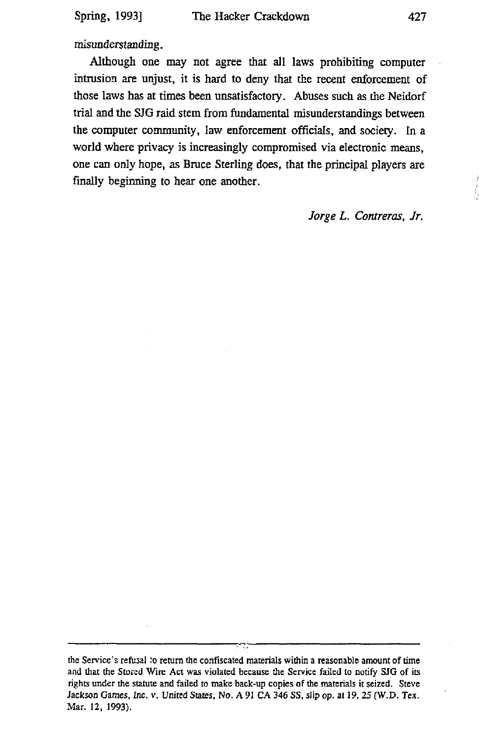misunderstanding.

Although one may not agree that all laws prohibiting computer intrusion are unjust, it is hard to deny that the recent enforcement of those laws has at times been unsatisfactory. Abuses such as the Neidorf trial and the SJG raid stem from fundamental misunderstandings between the computer community, law enforcement officials, and society. In a world where privacy is increasingly compromised via electronic means, one can only hope, as Bruce Sterling does, that the principal players are finally beginning to hear one another.

*Jorge L. Contreras, Jr.*

---

the Service's refusal to return the confiscated materials within a reasonable amount of time and that the Stored Wire Act was violated because the Service failed to notify SJG of its rights under the statute and failed to make back-up copies of the materials it seized. Steve Jackson Games, *Inc.* v. *United States*, No. A 91 CA 346 SS, slip op. at 19, 25 (W.D. Tex. Mar. 12, 1993).